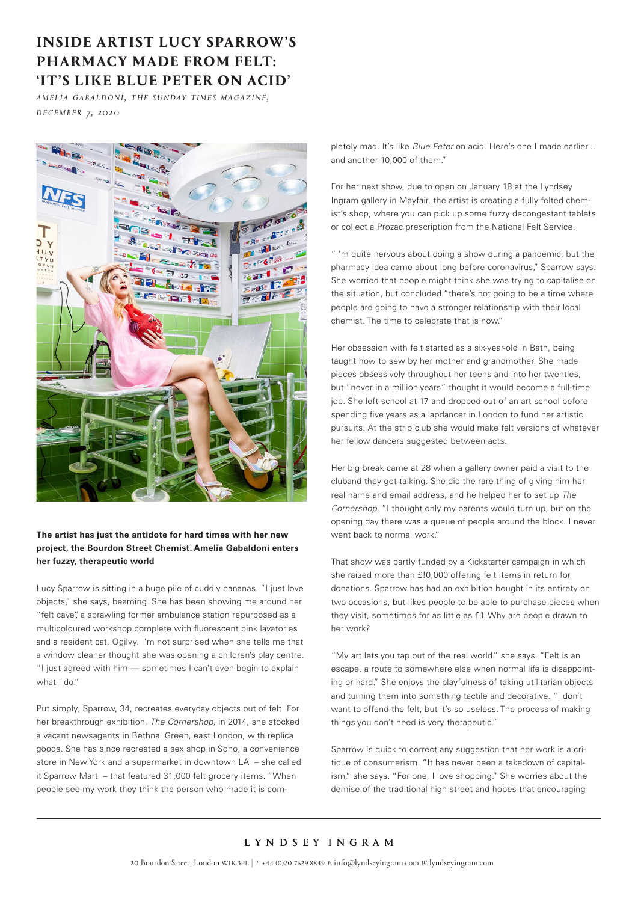# INSIDE ARTIST LUCY SPARROW'S PHARMACY MADE FROM FELT: 'IT'S LIKE BLUE PETER ON ACID'

*AMELIA GABALDONI, THE SUNDAY TIMES MAGAZINE, DECEMBER 7, 2020*

**The artist has just the antidote for hard times with her new project, the Bourdon Street Chemist. Amelia Gabaldoni enters her fuzzy, therapeutic world**

Lucy Sparrow is sitting in a huge pile of cuddly bananas. "I just love objects," she says, beaming. She has been showing me around her "felt cave", a sprawling former ambulance station repurposed as a multicoloured workshop complete with fluorescent pink lavatories and a resident cat, Ogilvy. I'm not surprised when she tells me that a window cleaner thought she was opening a children's play centre. "I just agreed with him — sometimes I can't even begin to explain what I do."

Put simply, Sparrow, 34, recreates everyday objects out of felt. For her breakthrough exhibition, *The Cornershop*, in 2014, she stocked a vacant newsagents in Bethnal Green, east London, with replica goods. She has since recreated a sex shop in Soho, a convenience store in New York and a supermarket in downtown LA – she called it Sparrow Mart – that featured 31,000 felt grocery items. "When people see my work they think the person who made it is completely mad. It's like *Blue Peter* on acid. Here's one I made earlier... and another 10,000 of them."

For her next show, due to open on January 18 at the Lyndsey Ingram gallery in Mayfair, the artist is creating a fully felted chemist's shop, where you can pick up some fuzzy decongestant tablets or collect a Prozac prescription from the National Felt Service.

"I'm quite nervous about doing a show during a pandemic, but the pharmacy idea came about long before coronavirus," Sparrow says. She worried that people might think she was trying to capitalise on the situation, but concluded "there's not going to be a time where people are going to have a stronger relationship with their local chemist. The time to celebrate that is now."

Her obsession with felt started as a six-year-old in Bath, being taught how to sew by her mother and grandmother. She made pieces obsessively throughout her teens and into her twenties, but "never in a million years" thought it would become a full-time job. She left school at 17 and dropped out of an art school before spending five years as a lapdancer in London to fund her artistic pursuits. At the strip club she would make felt versions of whatever her fellow dancers suggested between acts.

Her big break came at 28 when a gallery owner paid a visit to the cluband they got talking. She did the rare thing of giving him her real name and email address, and he helped her to set up *The Cornershop*. "I thought only my parents would turn up, but on the opening day there was a queue of people around the block. I never went back to normal work."

That show was partly funded by a Kickstarter campaign in which she raised more than £!0,000 offering felt items in return for donations. Sparrow has had an exhibition bought in its entirety on two occasions, but likes people to be able to purchase pieces when they visit, sometimes for as little as £1. Why are people drawn to her work?

"My art lets you tap out of the real world." she says. "Felt is an escape, a route to somewhere else when normal life is disappointing or hard." She enjoys the playfulness of taking utilitarian objects and turning them into something tactile and decorative. "I don't want to offend the felt, but it's so useless. The process of making things you don't need is very therapeutic."

Sparrow is quick to correct any suggestion that her work is a critique of consumerism. "It has never been a takedown of capitalism," she says. "For one, I love shopping." She worries about the demise of the traditional high street and hopes that encouraging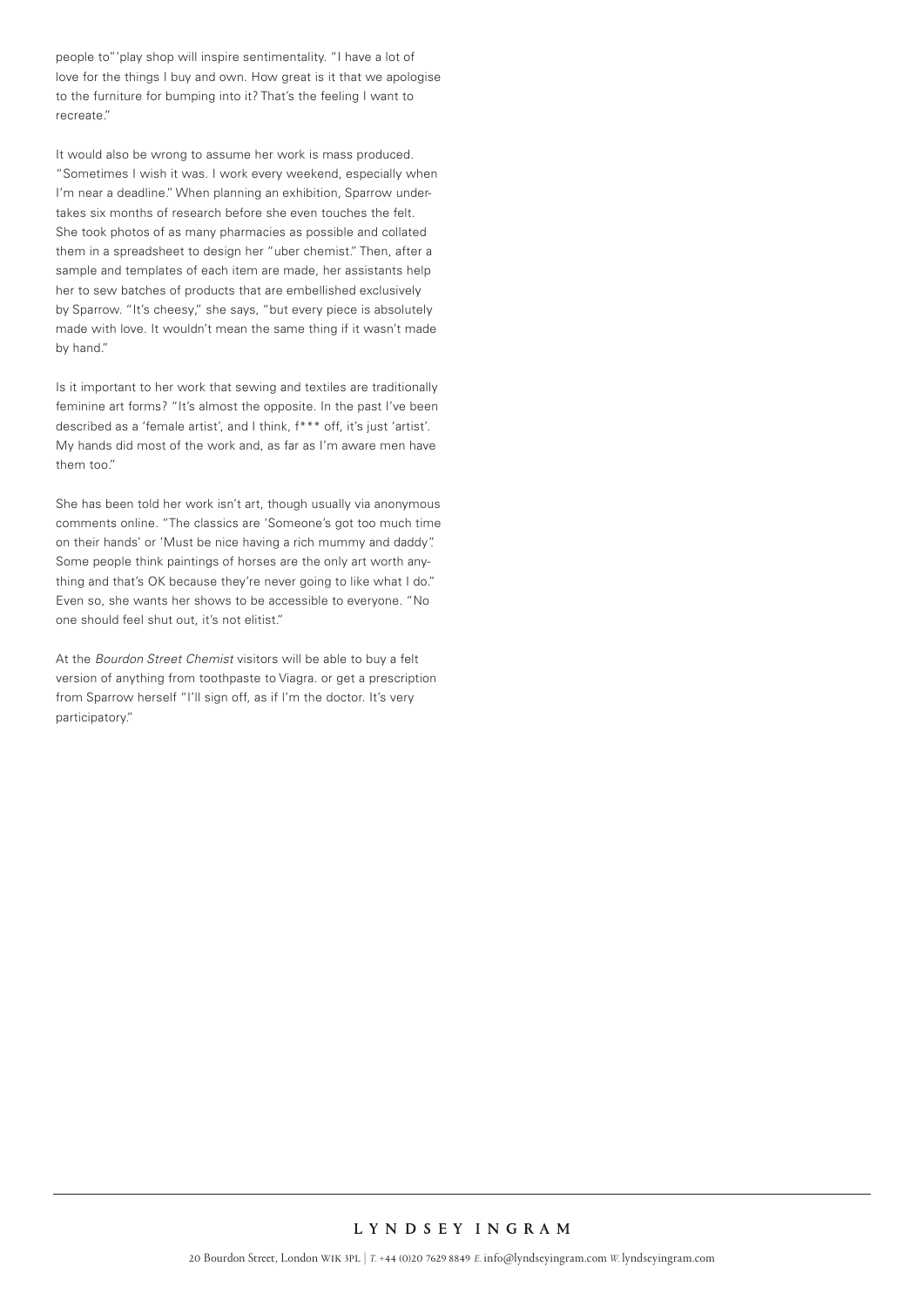people to"'play shop will inspire sentimentality. "I have a lot of love for the things I buy and own. How great is it that we apologise to the furniture for bumping into it? That's the feeling I want to recreate."

It would also be wrong to assume her work is mass produced. "Sometimes I wish it was. I work every weekend, especially when I'm near a deadline." When planning an exhibition, Sparrow undertakes six months of research before she even touches the felt. She took photos of as many pharmacies as possible and collated them in a spreadsheet to design her "uber chemist." Then, after a sample and templates of each item are made, her assistants help her to sew batches of products that are embellished exclusively by Sparrow. "It's cheesy," she says, "but every piece is absolutely made with love. It wouldn't mean the same thing if it wasn't made by hand."

Is it important to her work that sewing and textiles are traditionally feminine art forms? "It's almost the opposite. In the past I've been described as a 'female artist', and I think, f*** off, it's just 'artist'. My hands did most of the work and, as far as I'm aware men have them too."

She has been told her work isn't art, though usually via anonymous comments online. "The classics are 'Someone's got too much time on their hands' or 'Must be nice having a rich mummy and daddy'. Some people think paintings of horses are the only art worth anything and that's OK because they're never going to like what I do." Even so, she wants her shows to be accessible to everyone. "No one should feel shut out, it's not elitist."

At the *Bourdon Street Chemist* visitors will be able to buy a felt version of anything from toothpaste to Viagra. or get a prescription from Sparrow herself "I'll sign off, as if I'm the doctor. It's very participatory."